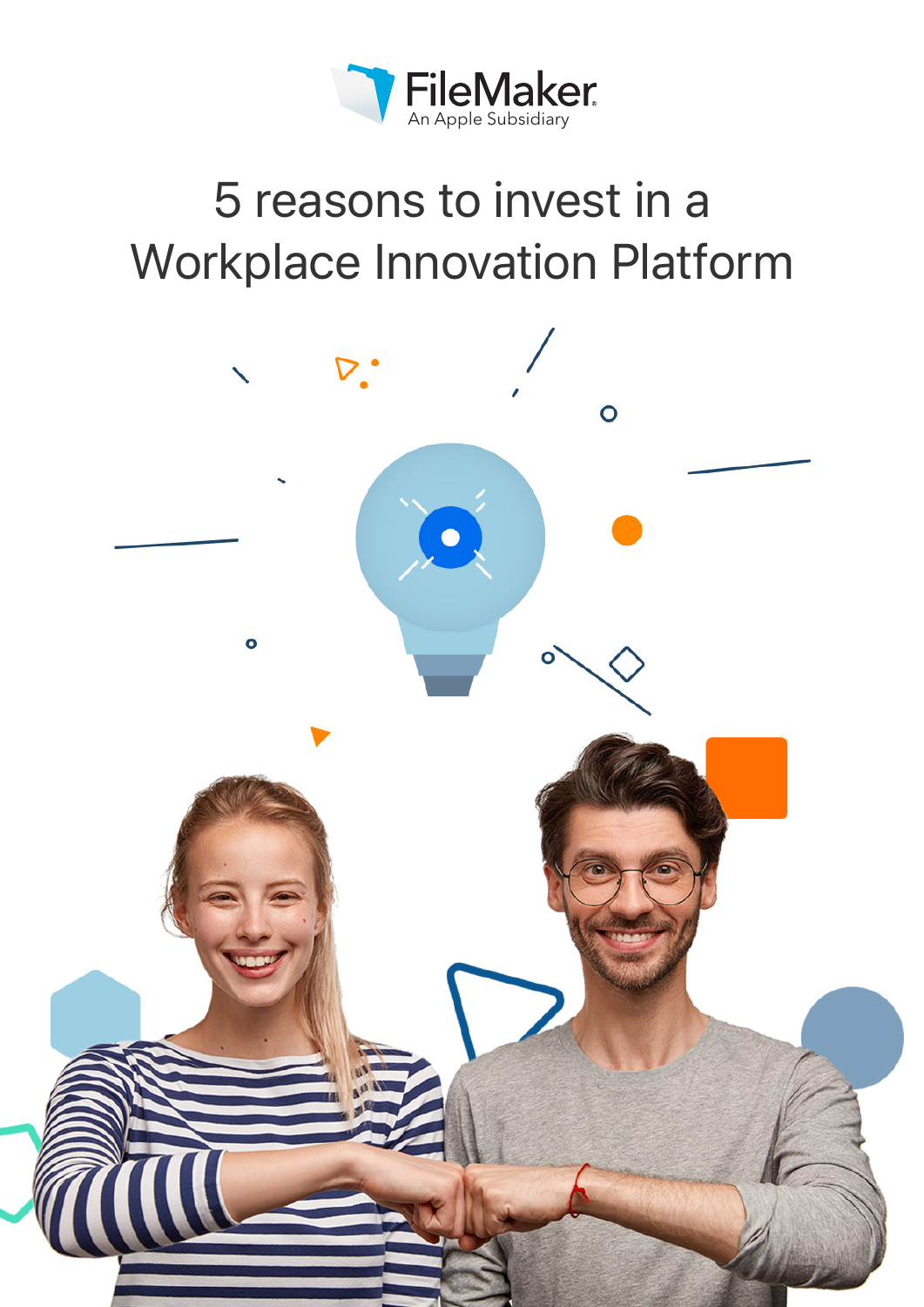FileMaker
An Apple Subsidiary

# 5 reasons to invest in a Workplace Innovation Platform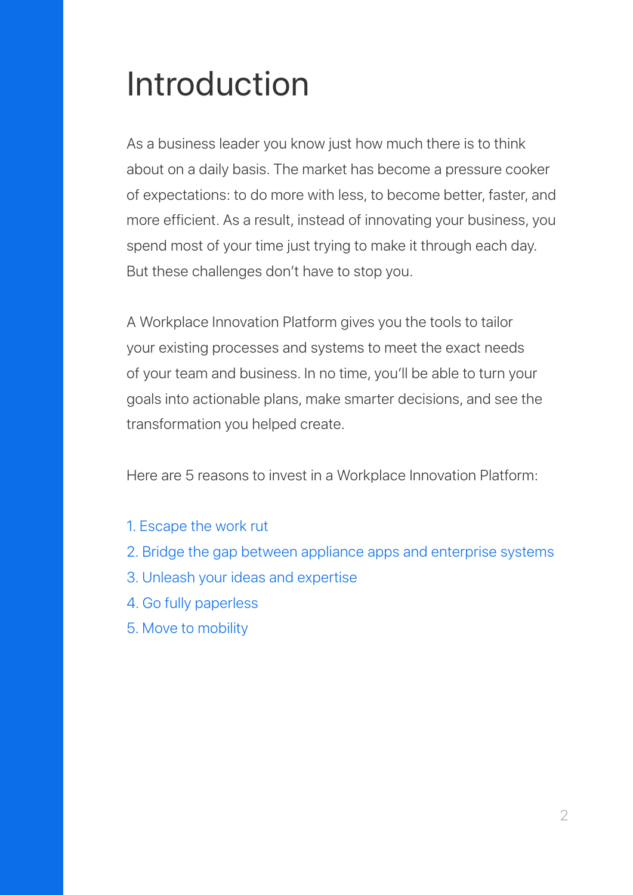# Introduction

As a business leader you know just how much there is to think about on a daily basis. The market has become a pressure cooker of expectations: to do more with less, to become better, faster, and more efficient. As a result, instead of innovating your business, you spend most of your time just trying to make it through each day. But these challenges don't have to stop you.

A Workplace Innovation Platform gives you the tools to tailor your existing processes and systems to meet the exact needs of your team and business. In no time, you'll be able to turn your goals into actionable plans, make smarter decisions, and see the transformation you helped create.

Here are 5 reasons to invest in a Workplace Innovation Platform:

1. Escape the work rut
2. Bridge the gap between appliance apps and enterprise systems
3. Unleash your ideas and expertise
4. Go fully paperless
5. Move to mobility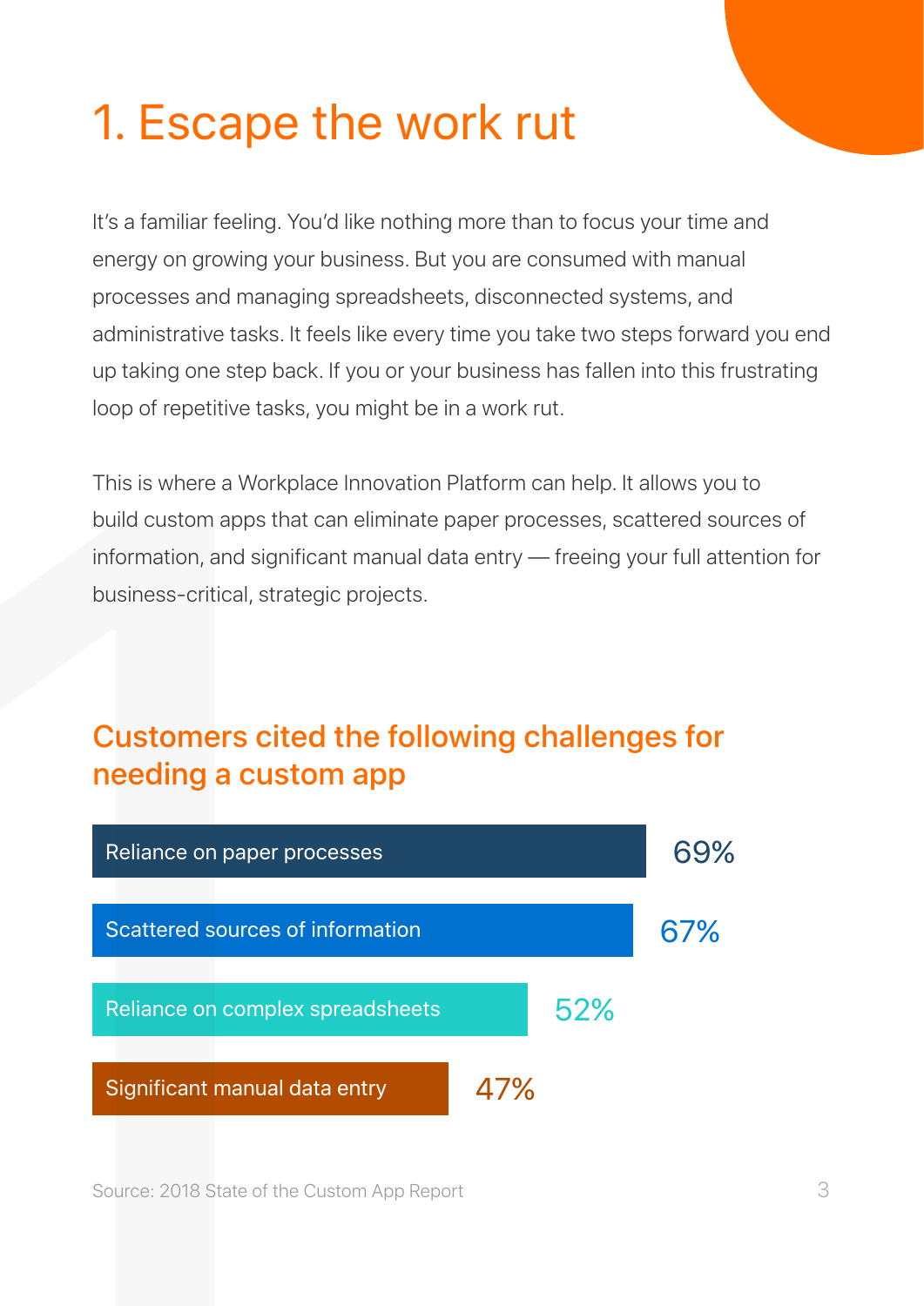# 1. Escape the work rut

It's a familiar feeling. You'd like nothing more than to focus your time and energy on growing your business. But you are consumed with manual processes and managing spreadsheets, disconnected systems, and administrative tasks. It feels like every time you take two steps forward you end up taking one step back. If you or your business has fallen into this frustrating loop of repetitive tasks, you might be in a work rut.

This is where a Workplace Innovation Platform can help. It allows you to build custom apps that can eliminate paper processes, scattered sources of information, and significant manual data entry — freeing your full attention for business-critical, strategic projects.

## Customers cited the following challenges for needing a custom app

| Challenge | Percentage |
| --- | --- |
| Reliance on paper processes | 69% |
| Scattered sources of information | 67% |
| Reliance on complex spreadsheets | 52% |
| Significant manual data entry | 47% |

Source: 2018 State of the Custom App Report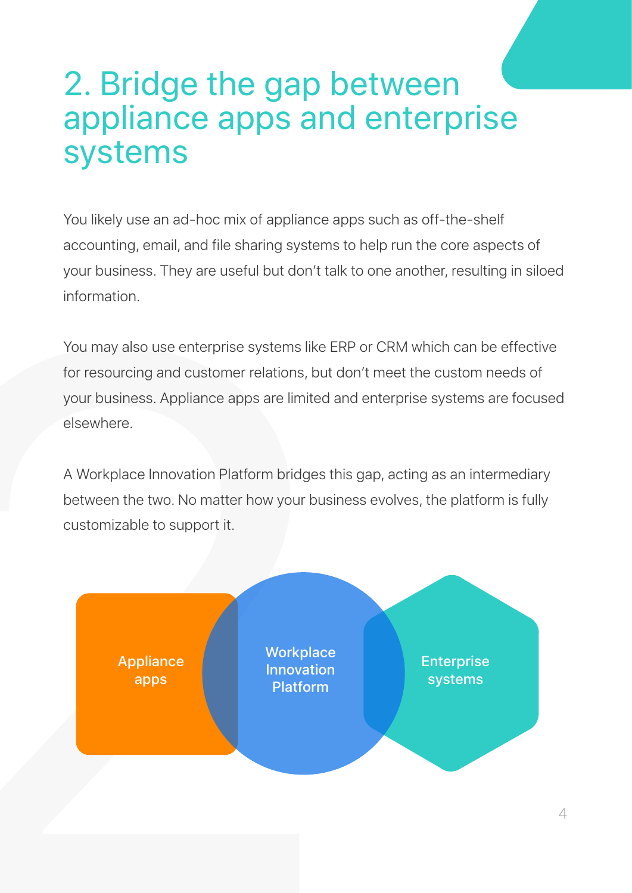# 2. Bridge the gap between appliance apps and enterprise systems

You likely use an ad-hoc mix of appliance apps such as off-the-shelf accounting, email, and file sharing systems to help run the core aspects of your business. They are useful but don't talk to one another, resulting in siloed information.

You may also use enterprise systems like ERP or CRM which can be effective for resourcing and customer relations, but don't meet the custom needs of your business. Appliance apps are limited and enterprise systems are focused elsewhere.

A Workplace Innovation Platform bridges this gap, acting as an intermediary between the two. No matter how your business evolves, the platform is fully customizable to support it.

Appliance apps

Workplace Innovation Platform

Enterprise systems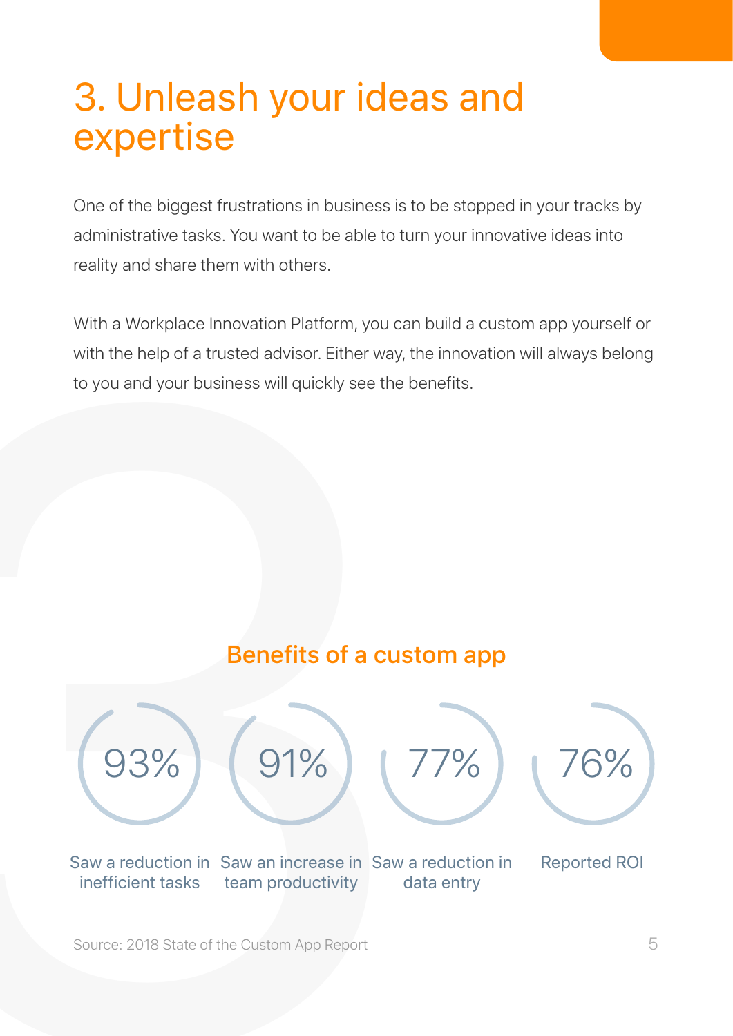# 3. Unleash your ideas and expertise

One of the biggest frustrations in business is to be stopped in your tracks by administrative tasks. You want to be able to turn your innovative ideas into reality and share them with others.

With a Workplace Innovation Platform, you can build a custom app yourself or with the help of a trusted advisor. Either way, the innovation will always belong to you and your business will quickly see the benefits.

## Benefits of a custom app

| 93% | 91% | 77% | 76% |
|---|---|---|---|
| Saw a reduction in inefficient tasks | Saw an increase in team productivity | Saw a reduction in data entry | Reported ROI |

Source: 2018 State of the Custom App Report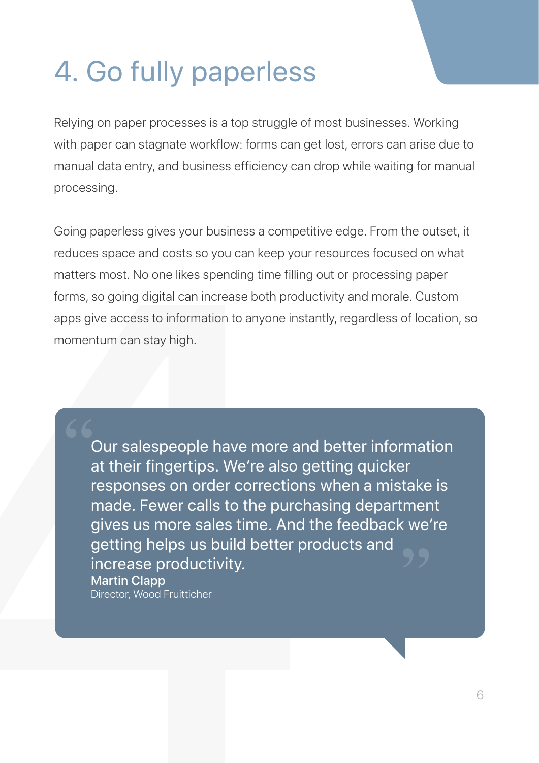# 4. Go fully paperless

Relying on paper processes is a top struggle of most businesses. Working with paper can stagnate workflow: forms can get lost, errors can arise due to manual data entry, and business efficiency can drop while waiting for manual processing.

Going paperless gives your business a competitive edge. From the outset, it reduces space and costs so you can keep your resources focused on what matters most. No one likes spending time filling out or processing paper forms, so going digital can increase both productivity and morale. Custom apps give access to information to anyone instantly, regardless of location, so momentum can stay high.

> "Our salespeople have more and better information at their fingertips. We're also getting quicker responses on order corrections when a mistake is made. Fewer calls to the purchasing department gives us more sales time. And the feedback we're getting helps us build better products and increase productivity."
>
> **Martin Clapp**
> Director, Wood Fruitticher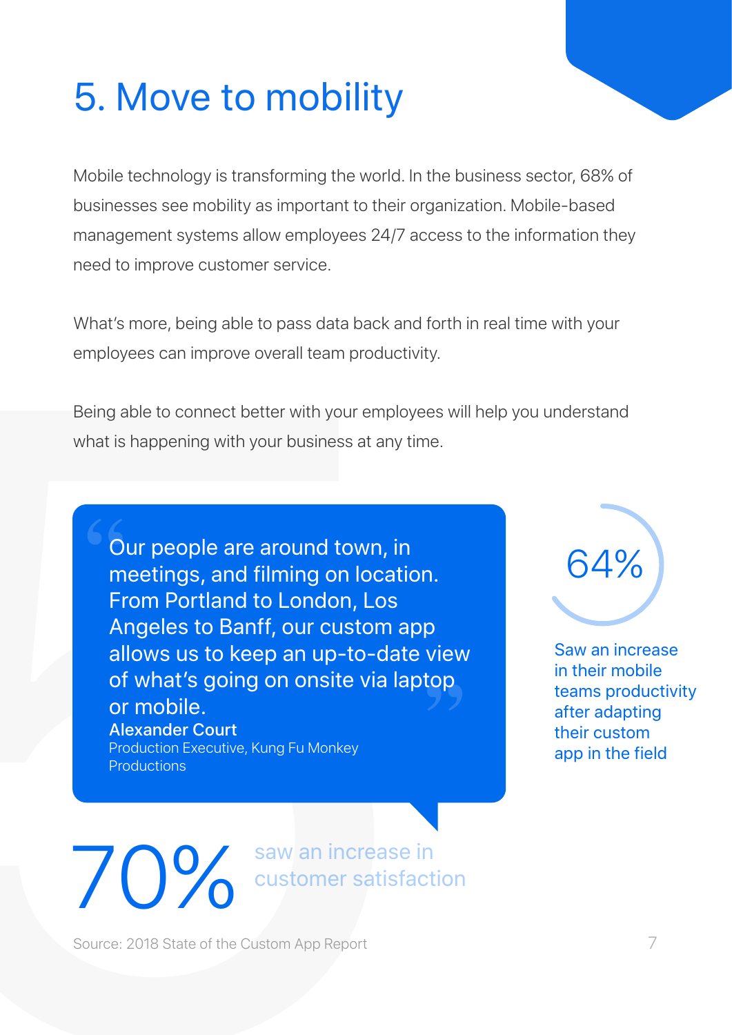# 5. Move to mobility

Mobile technology is transforming the world. In the business sector, 68% of businesses see mobility as important to their organization. Mobile-based management systems allow employees 24/7 access to the information they need to improve customer service.

What's more, being able to pass data back and forth in real time with your employees can improve overall team productivity.

Being able to connect better with your employees will help you understand what is happening with your business at any time.

> "Our people are around town, in meetings, and filming on location. From Portland to London, Los Angeles to Banff, our custom app allows us to keep an up-to-date view of what's going on onsite via laptop or mobile."
>
> **Alexander Court**
> Production Executive, Kung Fu Monkey Productions

**64%**

Saw an increase in their mobile teams productivity after adapting their custom app in the field

**70%** saw an increase in customer satisfaction

Source: 2018 State of the Custom App Report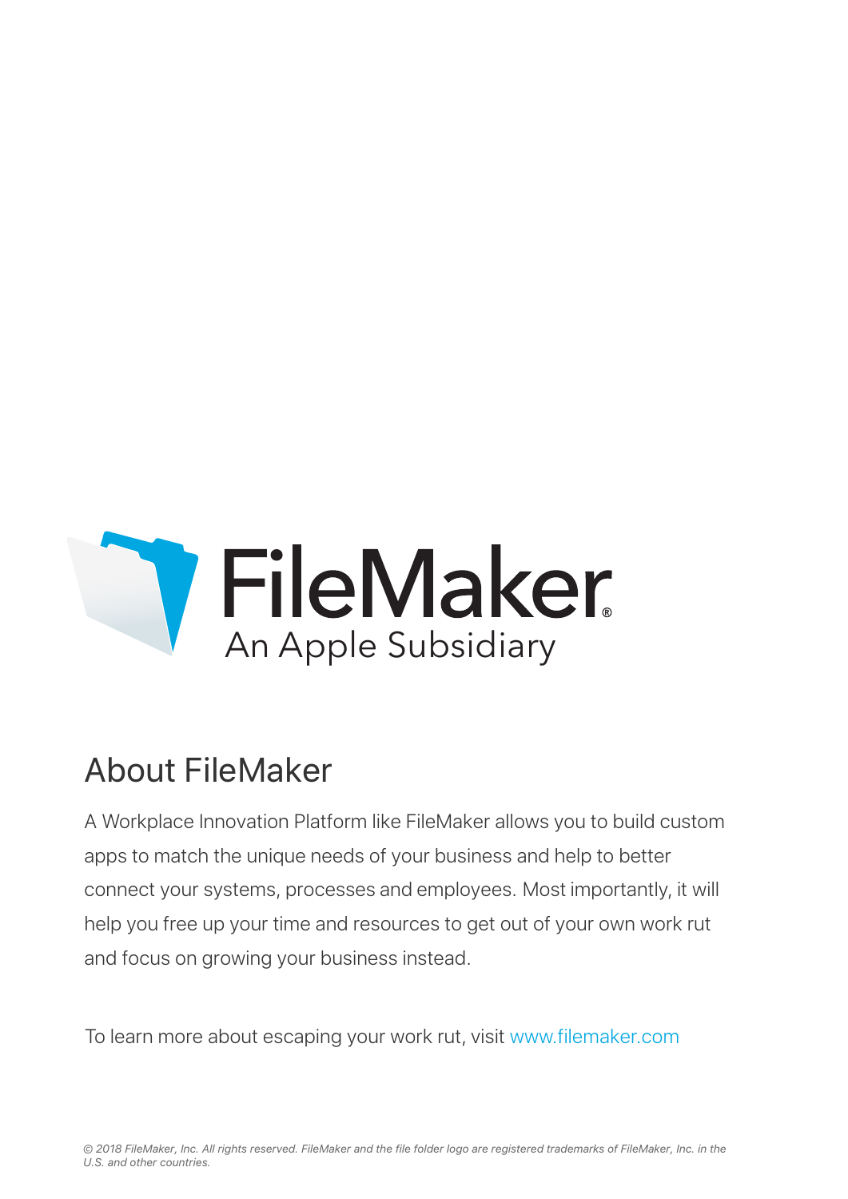FileMaker®
An Apple Subsidiary

## About FileMaker

A Workplace Innovation Platform like FileMaker allows you to build custom apps to match the unique needs of your business and help to better connect your systems, processes and employees. Most importantly, it will help you free up your time and resources to get out of your own work rut and focus on growing your business instead.

To learn more about escaping your work rut, visit www.filemaker.com

*© 2018 FileMaker, Inc. All rights reserved. FileMaker and the file folder logo are registered trademarks of FileMaker, Inc. in the U.S. and other countries.*